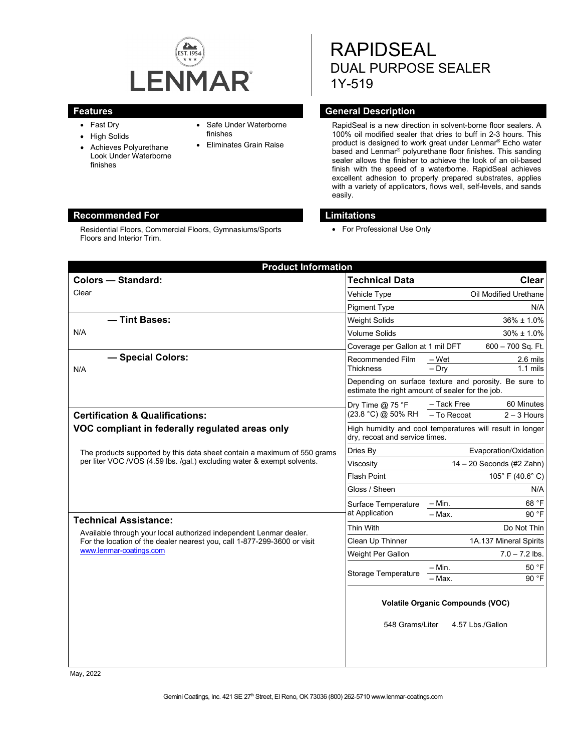LENMAR

EST. 1954

# RAPIDSEAL

## DUAL PURPOSE SEALER

## 1Y-519

## Features

- Fast Dry
- High Solids
- Achieves Polyurethane Look Under Waterborne finishes
- Safe Under Waterborne finishes
- Eliminates Grain Raise

## General Description

RapidSeal is a new direction in solvent-borne floor sealers. A 100% oil modified sealer that dries to buff in 2-3 hours. This product is designed to work great under Lenmar® Echo water based and Lenmar® polyurethane floor finishes. This sanding sealer allows the finisher to achieve the look of an oil-based finish with the speed of a waterborne. RapidSeal achieves excellent adhesion to properly prepared substrates, applies with a variety of applicators, flows well, self-levels, and sands easily.

## Recommended For

Residential Floors, Commercial Floors, Gymnasiums/Sports Floors and Interior Trim.

## Limitations

- For Professional Use Only

## Product Information

### Colors — Standard:

Clear

### — Tint Bases:

N/A

### — Special Colors:

N/A

### Certification & Qualifications:

**VOC compliant in federally regulated areas only**

The products supported by this data sheet contain a maximum of 550 grams per liter VOC /VOS (4.59 lbs. /gal.) excluding water & exempt solvents.

### Technical Assistance:

Available through your local authorized independent Lenmar dealer. For the location of the dealer nearest you, call 1-877-299-3600 or visit www.lenmar-coatings.com

| Technical Data | | Clear |
|---|---|---|
| Vehicle Type | | Oil Modified Urethane |
| Pigment Type | | N/A |
| Weight Solids | | 36% ± 1.0% |
| Volume Solids | | 30% ± 1.0% |
| Coverage per Gallon at 1 mil DFT | | 600 – 700 Sq. Ft. |
| Recommended Film Thickness | – Wet | 2.6 mils |
| | – Dry | 1.1 mils |
| Depending on surface texture and porosity. Be sure to estimate the right amount of sealer for the job. | | |
| Dry Time @ 75 °F (23.8 °C) @ 50% RH | – Tack Free | 60 Minutes |
| | – To Recoat | 2 – 3 Hours |
| High humidity and cool temperatures will result in longer dry, recoat and service times. | | |
| Dries By | | Evaporation/Oxidation |
| Viscosity | | 14 – 20 Seconds (#2 Zahn) |
| Flash Point | | 105° F (40.6° C) |
| Gloss / Sheen | | N/A |
| Surface Temperature at Application | – Min. | 68 °F |
| | – Max. | 90 °F |
| Thin With | | Do Not Thin |
| Clean Up Thinner | | 1A.137 Mineral Spirits |
| Weight Per Gallon | | 7.0 – 7.2 lbs. |
| Storage Temperature | – Min. | 50 °F |
| | – Max. | 90 °F |

**Volatile Organic Compounds (VOC)**

548 Grams/Liter 4.57 Lbs./Gallon

May, 2022

Gemini Coatings, Inc. 421 SE 27th Street, El Reno, OK 73036 (800) 262-5710 www.lenmar-coatings.com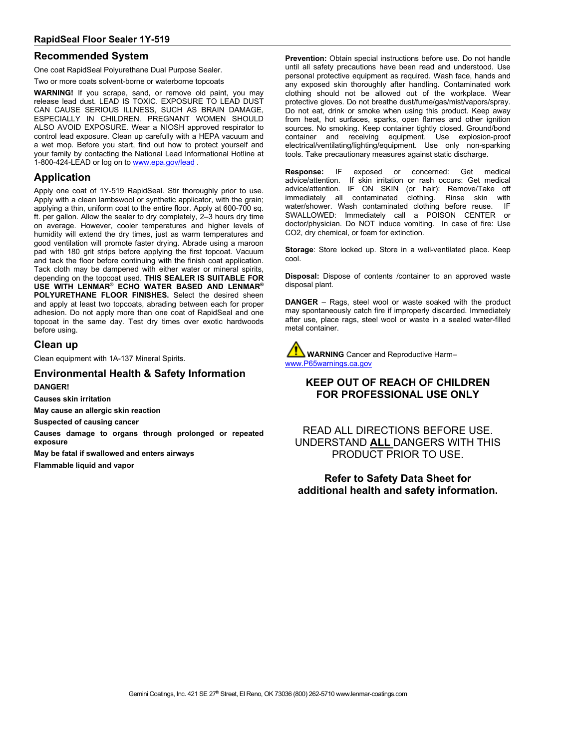## Recommended System

One coat RapidSeal Polyurethane Dual Purpose Sealer.

Two or more coats solvent-borne or waterborne topcoats

**WARNING!** If you scrape, sand, or remove old paint, you may release lead dust. LEAD IS TOXIC. EXPOSURE TO LEAD DUST CAN CAUSE SERIOUS ILLNESS, SUCH AS BRAIN DAMAGE, ESPECIALLY IN CHILDREN. PREGNANT WOMEN SHOULD ALSO AVOID EXPOSURE. Wear a NIOSH approved respirator to control lead exposure. Clean up carefully with a HEPA vacuum and a wet mop. Before you start, find out how to protect yourself and your family by contacting the National Lead Informational Hotline at 1-800-424-LEAD or log on to www.epa.gov/lead .

## Application

Apply one coat of 1Y-519 RapidSeal. Stir thoroughly prior to use. Apply with a clean lambswool or synthetic applicator, with the grain; applying a thin, uniform coat to the entire floor. Apply at 600-700 sq. ft. per gallon. Allow the sealer to dry completely, 2–3 hours dry time on average. However, cooler temperatures and higher levels of humidity will extend the dry times, just as warm temperatures and good ventilation will promote faster drying. Abrade using a maroon pad with 180 grit strips before applying the first topcoat. Vacuum and tack the floor before continuing with the finish coat application. Tack cloth may be dampened with either water or mineral spirits, depending on the topcoat used. **THIS SEALER IS SUITABLE FOR USE WITH LENMAR® ECHO WATER BASED AND LENMAR® POLYURETHANE FLOOR FINISHES.** Select the desired sheen and apply at least two topcoats, abrading between each for proper adhesion. Do not apply more than one coat of RapidSeal and one topcoat in the same day. Test dry times over exotic hardwoods before using.

## Clean up

Clean equipment with 1A-137 Mineral Spirits.

## Environmental Health & Safety Information

**DANGER!**

**Causes skin irritation**

**May cause an allergic skin reaction**

**Suspected of causing cancer**

**Causes damage to organs through prolonged or repeated exposure**

**May be fatal if swallowed and enters airways**

**Flammable liquid and vapor**

**Prevention:** Obtain special instructions before use. Do not handle until all safety precautions have been read and understood. Use personal protective equipment as required. Wash face, hands and any exposed skin thoroughly after handling. Contaminated work clothing should not be allowed out of the workplace. Wear protective gloves. Do not breathe dust/fume/gas/mist/vapors/spray. Do not eat, drink or smoke when using this product. Keep away from heat, hot surfaces, sparks, open flames and other ignition sources. No smoking. Keep container tightly closed. Ground/bond container and receiving equipment. Use explosion-proof electrical/ventilating/lighting/equipment. Use only non-sparking tools. Take precautionary measures against static discharge.

**Response:** IF exposed or concerned: Get medical advice/attention. If skin irritation or rash occurs: Get medical advice/attention. IF ON SKIN (or hair): Remove/Take off immediately all contaminated clothing. Rinse skin with water/shower. Wash contaminated clothing before reuse. IF SWALLOWED: Immediately call a POISON CENTER or doctor/physician. Do NOT induce vomiting. In case of fire: Use $CO_2$, dry chemical, or foam for extinction.

**Storage**: Store locked up. Store in a well-ventilated place. Keep cool.

**Disposal:** Dispose of contents /container to an approved waste disposal plant.

**DANGER** – Rags, steel wool or waste soaked with the product may spontaneously catch fire if improperly discarded. Immediately after use, place rags, steel wool or waste in a sealed water-filled metal container.

**WARNING** Cancer and Reproductive Harm– www.P65warnings.ca.gov

**KEEP OUT OF REACH OF CHILDREN**
**FOR PROFESSIONAL USE ONLY**

READ ALL DIRECTIONS BEFORE USE.
UNDERSTAND **ALL** DANGERS WITH THIS PRODUCT PRIOR TO USE.

**Refer to Safety Data Sheet for additional health and safety information.**

Gemini Coatings, Inc. 421 SE 27th Street, El Reno, OK 73036 (800) 262-5710 www.lenmar-coatings.com